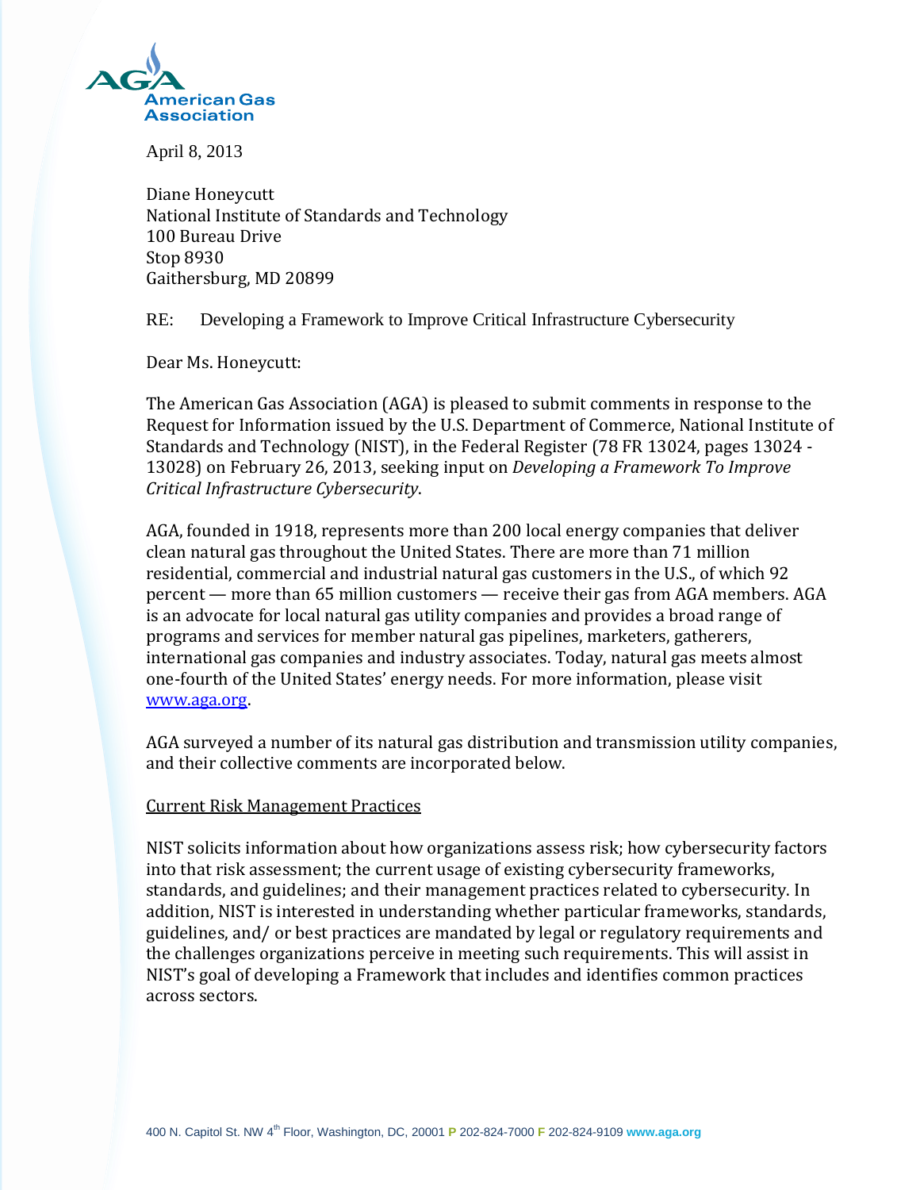AGA American Gas Association

April 8, 2013

Diane Honeycutt
National Institute of Standards and Technology
100 Bureau Drive
Stop 8930
Gaithersburg, MD 20899

RE: Developing a Framework to Improve Critical Infrastructure Cybersecurity

Dear Ms. Honeycutt:

The American Gas Association (AGA) is pleased to submit comments in response to the Request for Information issued by the U.S. Department of Commerce, National Institute of Standards and Technology (NIST), in the Federal Register (78 FR 13024, pages 13024 - 13028) on February 26, 2013, seeking input on *Developing a Framework To Improve Critical Infrastructure Cybersecurity*.

AGA, founded in 1918, represents more than 200 local energy companies that deliver clean natural gas throughout the United States. There are more than 71 million residential, commercial and industrial natural gas customers in the U.S., of which 92 percent — more than 65 million customers — receive their gas from AGA members. AGA is an advocate for local natural gas utility companies and provides a broad range of programs and services for member natural gas pipelines, marketers, gatherers, international gas companies and industry associates. Today, natural gas meets almost one-fourth of the United States' energy needs. For more information, please visit [www.aga.org](http://www.aga.org).

AGA surveyed a number of its natural gas distribution and transmission utility companies, and their collective comments are incorporated below.

Current Risk Management Practices

NIST solicits information about how organizations assess risk; how cybersecurity factors into that risk assessment; the current usage of existing cybersecurity frameworks, standards, and guidelines; and their management practices related to cybersecurity. In addition, NIST is interested in understanding whether particular frameworks, standards, guidelines, and/ or best practices are mandated by legal or regulatory requirements and the challenges organizations perceive in meeting such requirements. This will assist in NIST's goal of developing a Framework that includes and identifies common practices across sectors.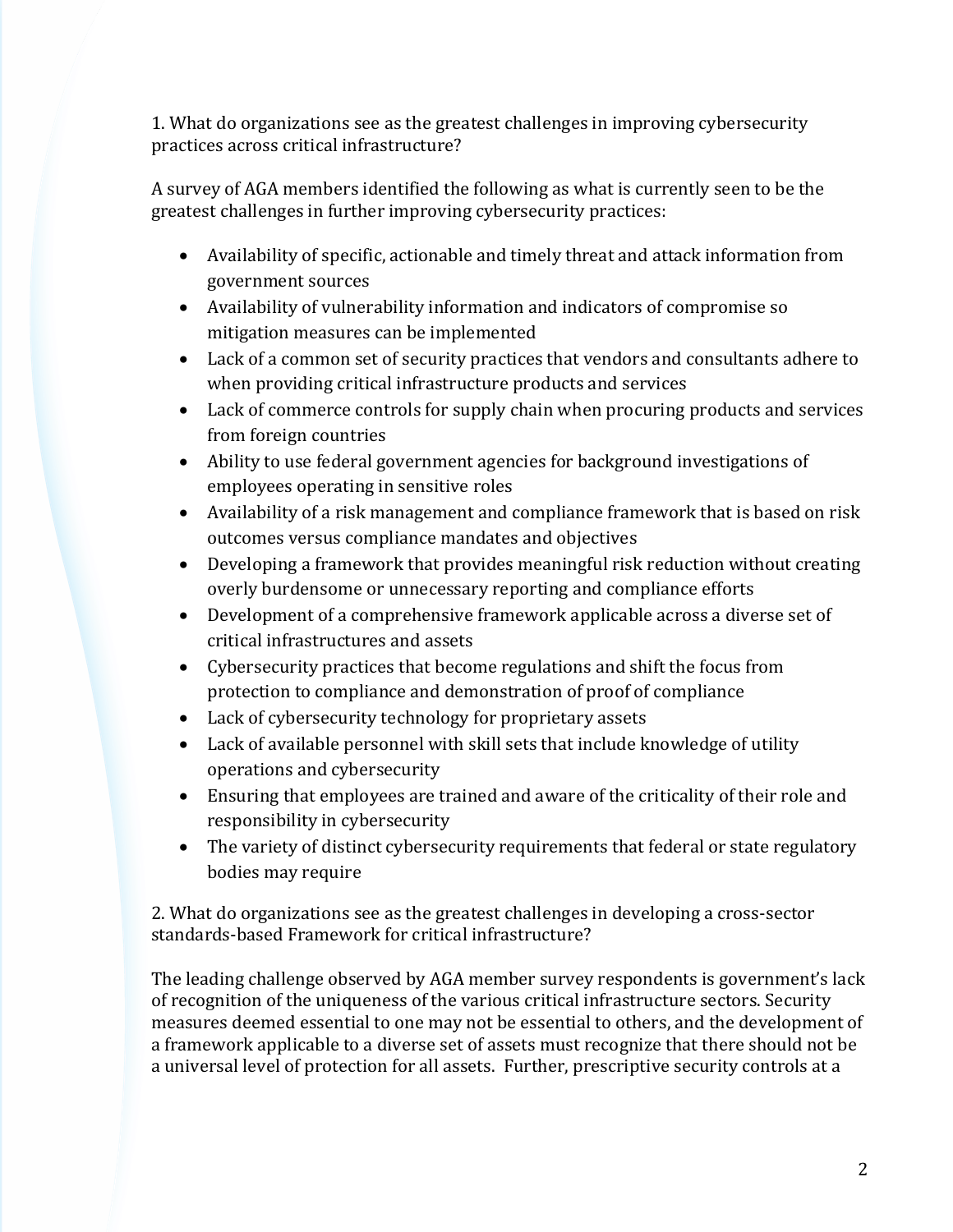1. What do organizations see as the greatest challenges in improving cybersecurity practices across critical infrastructure?

A survey of AGA members identified the following as what is currently seen to be the greatest challenges in further improving cybersecurity practices:

- Availability of specific, actionable and timely threat and attack information from government sources
- Availability of vulnerability information and indicators of compromise so mitigation measures can be implemented
- Lack of a common set of security practices that vendors and consultants adhere to when providing critical infrastructure products and services
- Lack of commerce controls for supply chain when procuring products and services from foreign countries
- Ability to use federal government agencies for background investigations of employees operating in sensitive roles
- Availability of a risk management and compliance framework that is based on risk outcomes versus compliance mandates and objectives
- Developing a framework that provides meaningful risk reduction without creating overly burdensome or unnecessary reporting and compliance efforts
- Development of a comprehensive framework applicable across a diverse set of critical infrastructures and assets
- Cybersecurity practices that become regulations and shift the focus from protection to compliance and demonstration of proof of compliance
- Lack of cybersecurity technology for proprietary assets
- Lack of available personnel with skill sets that include knowledge of utility operations and cybersecurity
- Ensuring that employees are trained and aware of the criticality of their role and responsibility in cybersecurity
- The variety of distinct cybersecurity requirements that federal or state regulatory bodies may require

2. What do organizations see as the greatest challenges in developing a cross-sector standards-based Framework for critical infrastructure?

The leading challenge observed by AGA member survey respondents is government's lack of recognition of the uniqueness of the various critical infrastructure sectors. Security measures deemed essential to one may not be essential to others, and the development of a framework applicable to a diverse set of assets must recognize that there should not be a universal level of protection for all assets. Further, prescriptive security controls at a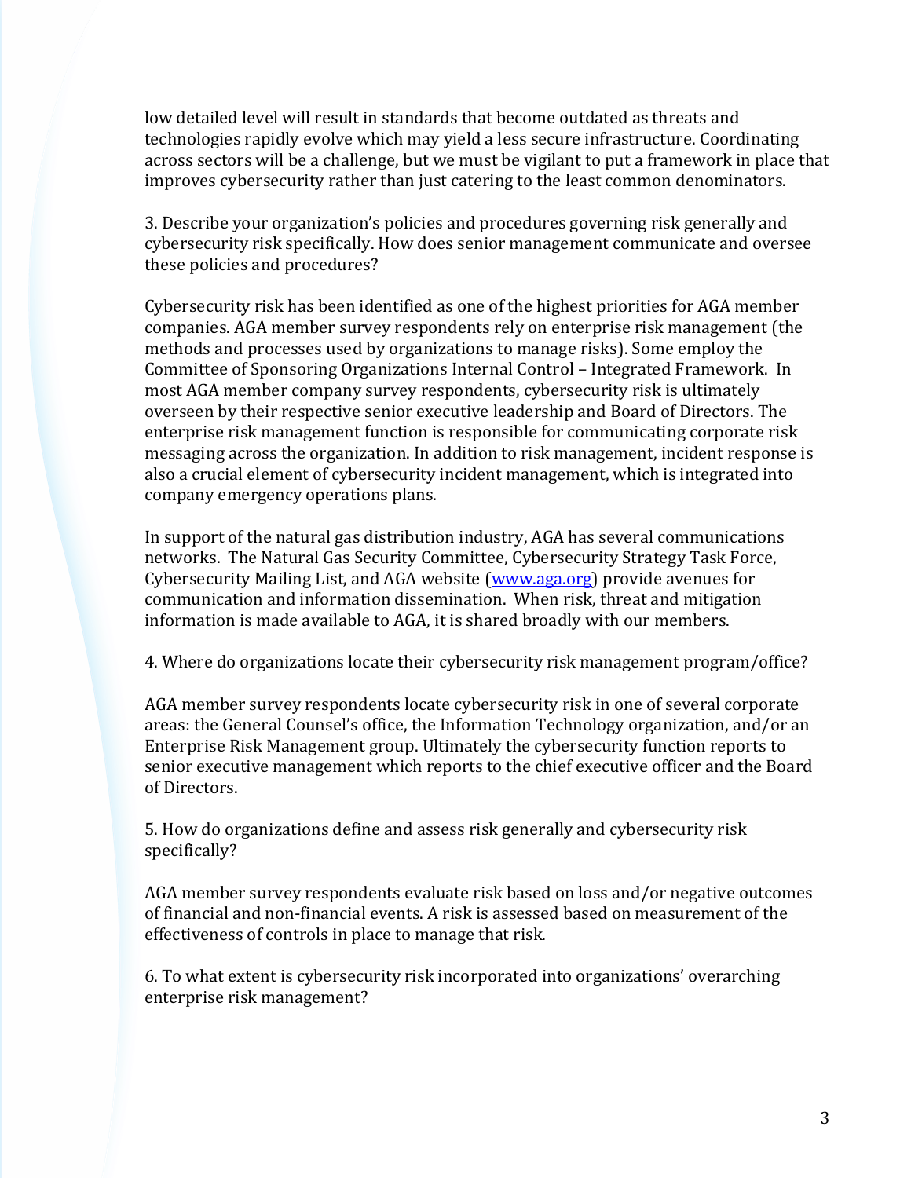low detailed level will result in standards that become outdated as threats and technologies rapidly evolve which may yield a less secure infrastructure. Coordinating across sectors will be a challenge, but we must be vigilant to put a framework in place that improves cybersecurity rather than just catering to the least common denominators.

3. Describe your organization's policies and procedures governing risk generally and cybersecurity risk specifically. How does senior management communicate and oversee these policies and procedures?

Cybersecurity risk has been identified as one of the highest priorities for AGA member companies. AGA member survey respondents rely on enterprise risk management (the methods and processes used by organizations to manage risks). Some employ the Committee of Sponsoring Organizations Internal Control – Integrated Framework. In most AGA member company survey respondents, cybersecurity risk is ultimately overseen by their respective senior executive leadership and Board of Directors. The enterprise risk management function is responsible for communicating corporate risk messaging across the organization. In addition to risk management, incident response is also a crucial element of cybersecurity incident management, which is integrated into company emergency operations plans.

In support of the natural gas distribution industry, AGA has several communications networks. The Natural Gas Security Committee, Cybersecurity Strategy Task Force, Cybersecurity Mailing List, and AGA website ([www.aga.org](http://www.aga.org)) provide avenues for communication and information dissemination. When risk, threat and mitigation information is made available to AGA, it is shared broadly with our members.

4. Where do organizations locate their cybersecurity risk management program/office?

AGA member survey respondents locate cybersecurity risk in one of several corporate areas: the General Counsel's office, the Information Technology organization, and/or an Enterprise Risk Management group. Ultimately the cybersecurity function reports to senior executive management which reports to the chief executive officer and the Board of Directors.

5. How do organizations define and assess risk generally and cybersecurity risk specifically?

AGA member survey respondents evaluate risk based on loss and/or negative outcomes of financial and non-financial events. A risk is assessed based on measurement of the effectiveness of controls in place to manage that risk.

6. To what extent is cybersecurity risk incorporated into organizations' overarching enterprise risk management?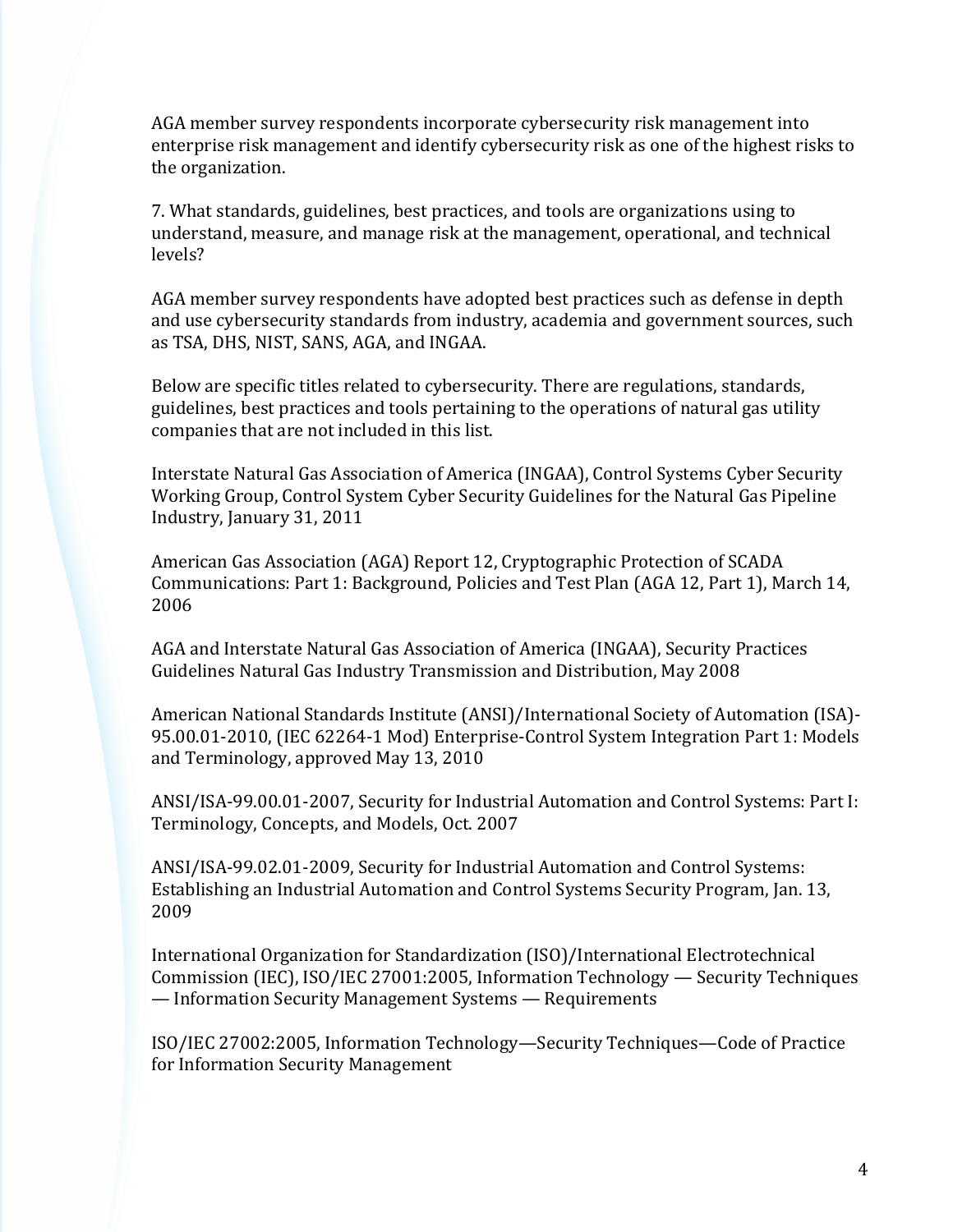AGA member survey respondents incorporate cybersecurity risk management into enterprise risk management and identify cybersecurity risk as one of the highest risks to the organization.

7. What standards, guidelines, best practices, and tools are organizations using to understand, measure, and manage risk at the management, operational, and technical levels?

AGA member survey respondents have adopted best practices such as defense in depth and use cybersecurity standards from industry, academia and government sources, such as TSA, DHS, NIST, SANS, AGA, and INGAA.

Below are specific titles related to cybersecurity. There are regulations, standards, guidelines, best practices and tools pertaining to the operations of natural gas utility companies that are not included in this list.

Interstate Natural Gas Association of America (INGAA), Control Systems Cyber Security Working Group, Control System Cyber Security Guidelines for the Natural Gas Pipeline Industry, January 31, 2011

American Gas Association (AGA) Report 12, Cryptographic Protection of SCADA Communications: Part 1: Background, Policies and Test Plan (AGA 12, Part 1), March 14, 2006

AGA and Interstate Natural Gas Association of America (INGAA), Security Practices Guidelines Natural Gas Industry Transmission and Distribution, May 2008

American National Standards Institute (ANSI)/International Society of Automation (ISA)-95.00.01-2010, (IEC 62264-1 Mod) Enterprise-Control System Integration Part 1: Models and Terminology, approved May 13, 2010

ANSI/ISA-99.00.01-2007, Security for Industrial Automation and Control Systems: Part I: Terminology, Concepts, and Models, Oct. 2007

ANSI/ISA-99.02.01-2009, Security for Industrial Automation and Control Systems: Establishing an Industrial Automation and Control Systems Security Program, Jan. 13, 2009

International Organization for Standardization (ISO)/International Electrotechnical Commission (IEC), ISO/IEC 27001:2005, Information Technology — Security Techniques — Information Security Management Systems — Requirements

ISO/IEC 27002:2005, Information Technology—Security Techniques—Code of Practice for Information Security Management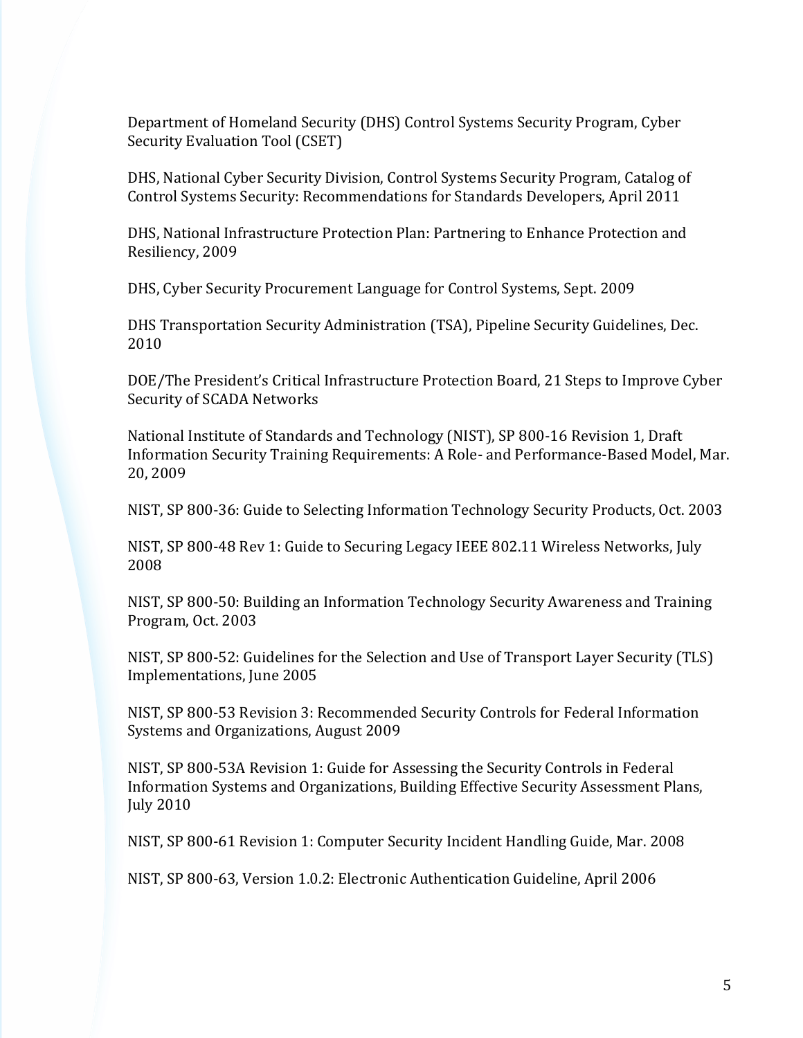Department of Homeland Security (DHS) Control Systems Security Program, Cyber Security Evaluation Tool (CSET)

DHS, National Cyber Security Division, Control Systems Security Program, Catalog of Control Systems Security: Recommendations for Standards Developers, April 2011

DHS, National Infrastructure Protection Plan: Partnering to Enhance Protection and Resiliency, 2009

DHS, Cyber Security Procurement Language for Control Systems, Sept. 2009

DHS Transportation Security Administration (TSA), Pipeline Security Guidelines, Dec. 2010

DOE/The President's Critical Infrastructure Protection Board, 21 Steps to Improve Cyber Security of SCADA Networks

National Institute of Standards and Technology (NIST), SP 800-16 Revision 1, Draft Information Security Training Requirements: A Role- and Performance-Based Model, Mar. 20, 2009

NIST, SP 800-36: Guide to Selecting Information Technology Security Products, Oct. 2003

NIST, SP 800-48 Rev 1: Guide to Securing Legacy IEEE 802.11 Wireless Networks, July 2008

NIST, SP 800-50: Building an Information Technology Security Awareness and Training Program, Oct. 2003

NIST, SP 800-52: Guidelines for the Selection and Use of Transport Layer Security (TLS) Implementations, June 2005

NIST, SP 800-53 Revision 3: Recommended Security Controls for Federal Information Systems and Organizations, August 2009

NIST, SP 800-53A Revision 1: Guide for Assessing the Security Controls in Federal Information Systems and Organizations, Building Effective Security Assessment Plans, July 2010

NIST, SP 800-61 Revision 1: Computer Security Incident Handling Guide, Mar. 2008

NIST, SP 800-63, Version 1.0.2: Electronic Authentication Guideline, April 2006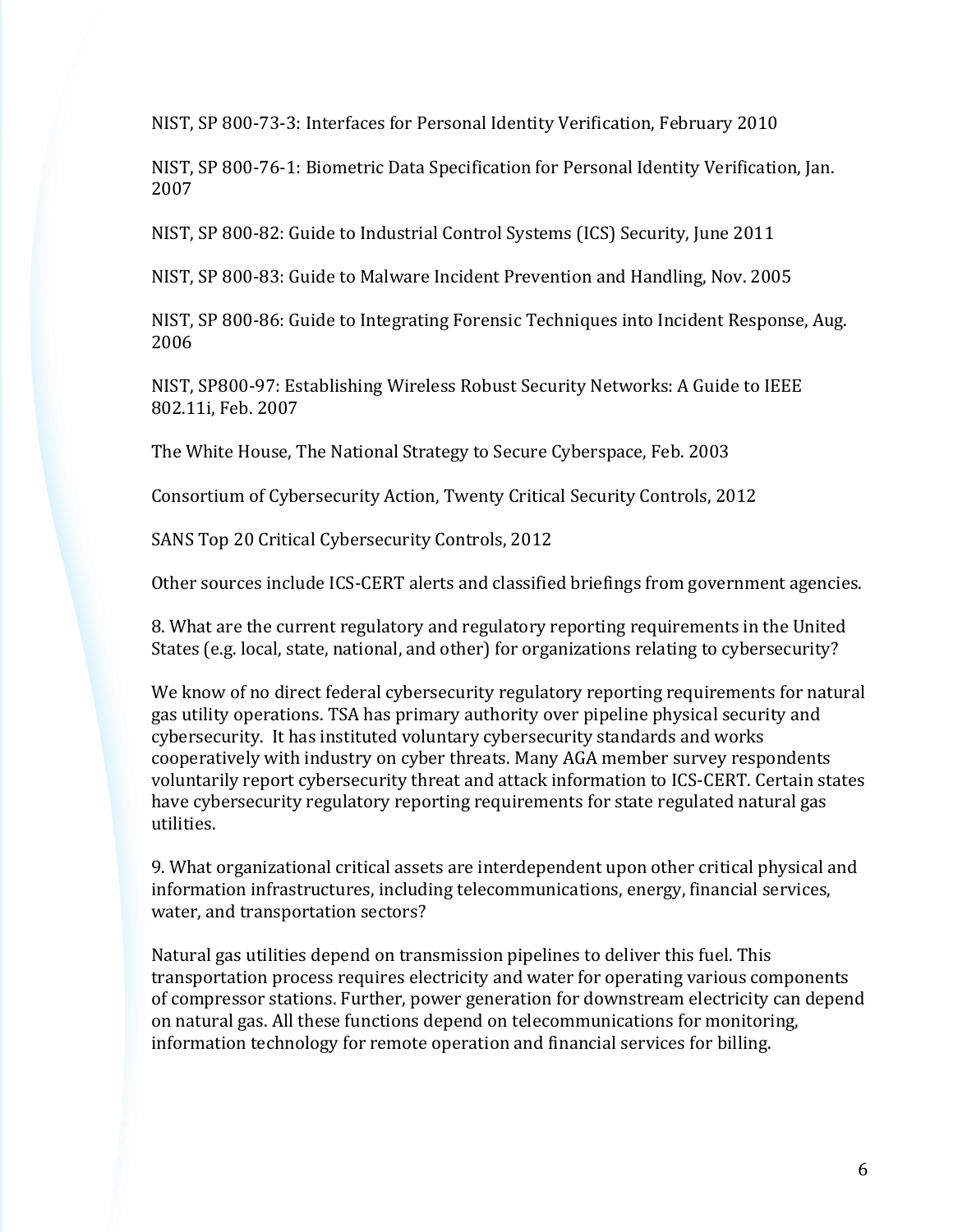NIST, SP 800-73-3: Interfaces for Personal Identity Verification, February 2010

NIST, SP 800-76-1: Biometric Data Specification for Personal Identity Verification, Jan. 2007

NIST, SP 800-82: Guide to Industrial Control Systems (ICS) Security, June 2011

NIST, SP 800-83: Guide to Malware Incident Prevention and Handling, Nov. 2005

NIST, SP 800-86: Guide to Integrating Forensic Techniques into Incident Response, Aug. 2006

NIST, SP800-97: Establishing Wireless Robust Security Networks: A Guide to IEEE 802.11i, Feb. 2007

The White House, The National Strategy to Secure Cyberspace, Feb. 2003

Consortium of Cybersecurity Action, Twenty Critical Security Controls, 2012

SANS Top 20 Critical Cybersecurity Controls, 2012

Other sources include ICS-CERT alerts and classified briefings from government agencies.

8. What are the current regulatory and regulatory reporting requirements in the United States (e.g. local, state, national, and other) for organizations relating to cybersecurity?

We know of no direct federal cybersecurity regulatory reporting requirements for natural gas utility operations. TSA has primary authority over pipeline physical security and cybersecurity. It has instituted voluntary cybersecurity standards and works cooperatively with industry on cyber threats. Many AGA member survey respondents voluntarily report cybersecurity threat and attack information to ICS-CERT. Certain states have cybersecurity regulatory reporting requirements for state regulated natural gas utilities.

9. What organizational critical assets are interdependent upon other critical physical and information infrastructures, including telecommunications, energy, financial services, water, and transportation sectors?

Natural gas utilities depend on transmission pipelines to deliver this fuel. This transportation process requires electricity and water for operating various components of compressor stations. Further, power generation for downstream electricity can depend on natural gas. All these functions depend on telecommunications for monitoring, information technology for remote operation and financial services for billing.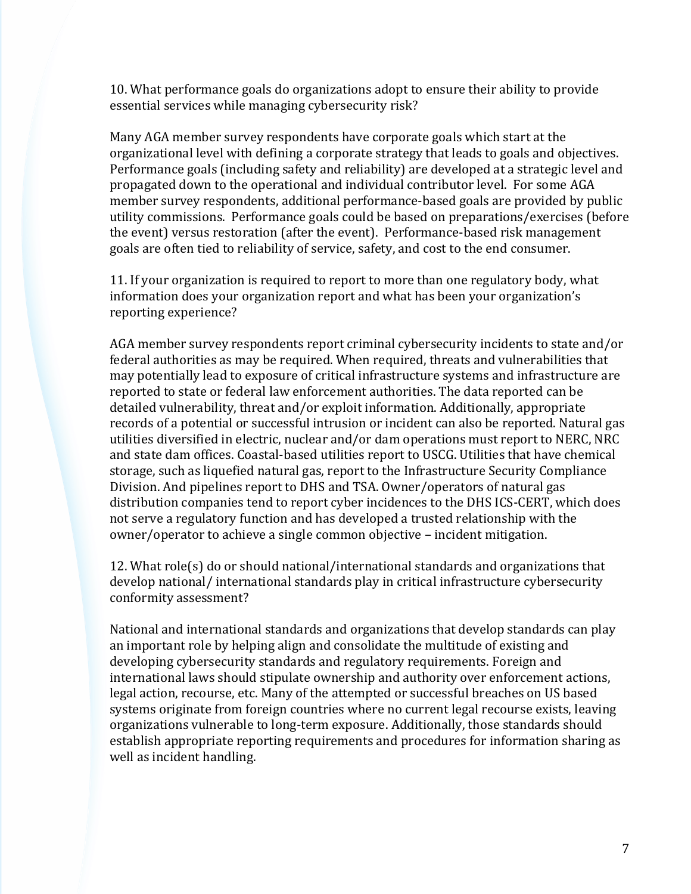10. What performance goals do organizations adopt to ensure their ability to provide essential services while managing cybersecurity risk?

Many AGA member survey respondents have corporate goals which start at the organizational level with defining a corporate strategy that leads to goals and objectives. Performance goals (including safety and reliability) are developed at a strategic level and propagated down to the operational and individual contributor level. For some AGA member survey respondents, additional performance-based goals are provided by public utility commissions. Performance goals could be based on preparations/exercises (before the event) versus restoration (after the event). Performance-based risk management goals are often tied to reliability of service, safety, and cost to the end consumer.

11. If your organization is required to report to more than one regulatory body, what information does your organization report and what has been your organization's reporting experience?

AGA member survey respondents report criminal cybersecurity incidents to state and/or federal authorities as may be required. When required, threats and vulnerabilities that may potentially lead to exposure of critical infrastructure systems and infrastructure are reported to state or federal law enforcement authorities. The data reported can be detailed vulnerability, threat and/or exploit information. Additionally, appropriate records of a potential or successful intrusion or incident can also be reported. Natural gas utilities diversified in electric, nuclear and/or dam operations must report to NERC, NRC and state dam offices. Coastal-based utilities report to USCG. Utilities that have chemical storage, such as liquefied natural gas, report to the Infrastructure Security Compliance Division. And pipelines report to DHS and TSA. Owner/operators of natural gas distribution companies tend to report cyber incidences to the DHS ICS-CERT, which does not serve a regulatory function and has developed a trusted relationship with the owner/operator to achieve a single common objective – incident mitigation.

12. What role(s) do or should national/international standards and organizations that develop national/ international standards play in critical infrastructure cybersecurity conformity assessment?

National and international standards and organizations that develop standards can play an important role by helping align and consolidate the multitude of existing and developing cybersecurity standards and regulatory requirements. Foreign and international laws should stipulate ownership and authority over enforcement actions, legal action, recourse, etc. Many of the attempted or successful breaches on US based systems originate from foreign countries where no current legal recourse exists, leaving organizations vulnerable to long-term exposure. Additionally, those standards should establish appropriate reporting requirements and procedures for information sharing as well as incident handling.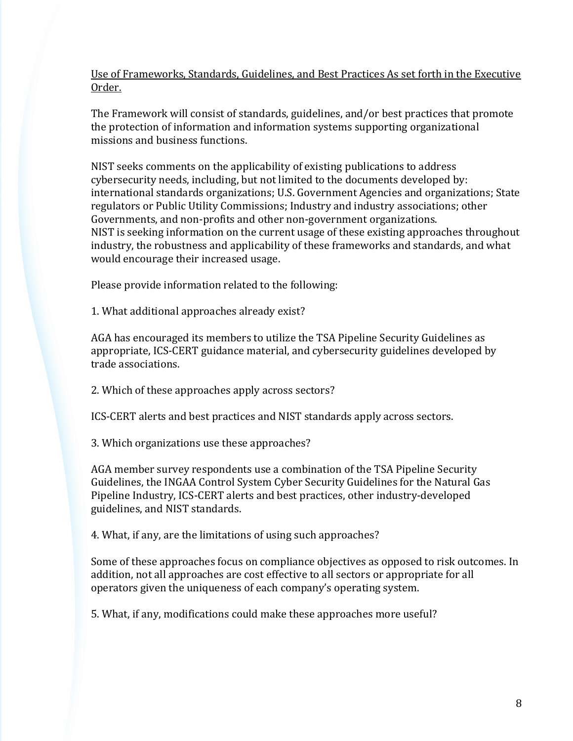<u>Use of Frameworks, Standards, Guidelines, and Best Practices As set forth in the Executive Order.</u>

The Framework will consist of standards, guidelines, and/or best practices that promote the protection of information and information systems supporting organizational missions and business functions.

NIST seeks comments on the applicability of existing publications to address cybersecurity needs, including, but not limited to the documents developed by: international standards organizations; U.S. Government Agencies and organizations; State regulators or Public Utility Commissions; Industry and industry associations; other Governments, and non-profits and other non-government organizations.
NIST is seeking information on the current usage of these existing approaches throughout industry, the robustness and applicability of these frameworks and standards, and what would encourage their increased usage.

Please provide information related to the following:

1. What additional approaches already exist?

AGA has encouraged its members to utilize the TSA Pipeline Security Guidelines as appropriate, ICS-CERT guidance material, and cybersecurity guidelines developed by trade associations.

2. Which of these approaches apply across sectors?

ICS-CERT alerts and best practices and NIST standards apply across sectors.

3. Which organizations use these approaches?

AGA member survey respondents use a combination of the TSA Pipeline Security Guidelines, the INGAA Control System Cyber Security Guidelines for the Natural Gas Pipeline Industry, ICS-CERT alerts and best practices, other industry-developed guidelines, and NIST standards.

4. What, if any, are the limitations of using such approaches?

Some of these approaches focus on compliance objectives as opposed to risk outcomes. In addition, not all approaches are cost effective to all sectors or appropriate for all operators given the uniqueness of each company's operating system.

5. What, if any, modifications could make these approaches more useful?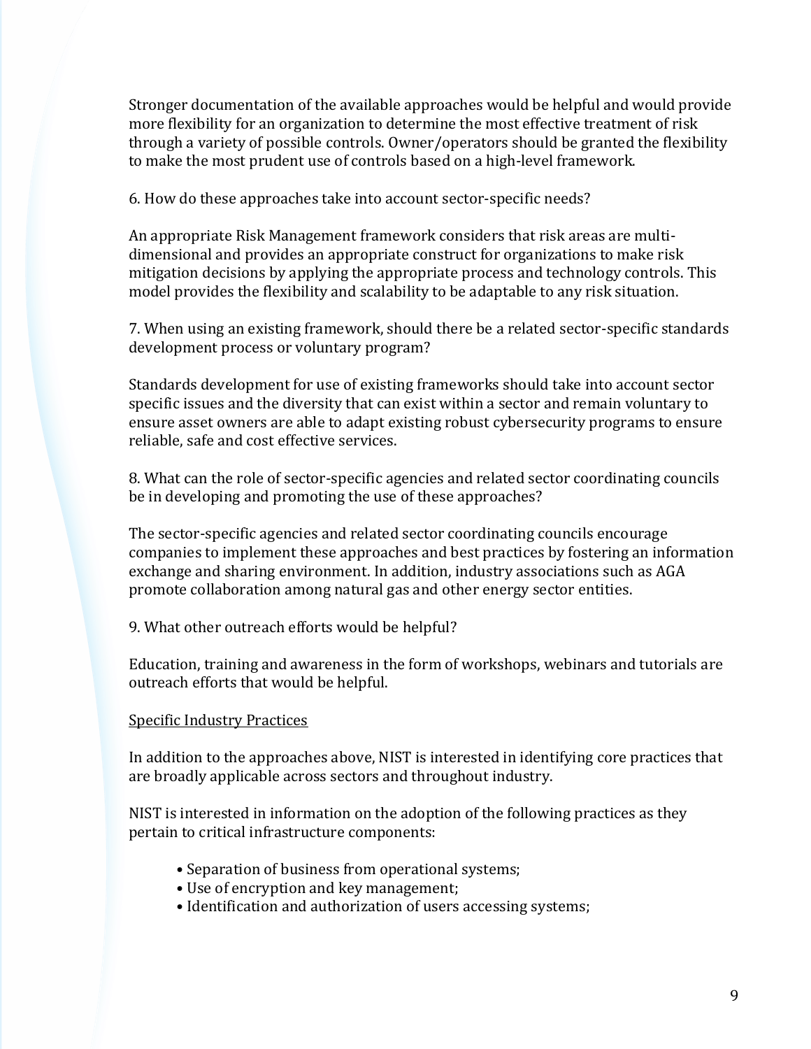Stronger documentation of the available approaches would be helpful and would provide more flexibility for an organization to determine the most effective treatment of risk through a variety of possible controls. Owner/operators should be granted the flexibility to make the most prudent use of controls based on a high-level framework.

6. How do these approaches take into account sector-specific needs?

An appropriate Risk Management framework considers that risk areas are multi-dimensional and provides an appropriate construct for organizations to make risk mitigation decisions by applying the appropriate process and technology controls. This model provides the flexibility and scalability to be adaptable to any risk situation.

7. When using an existing framework, should there be a related sector-specific standards development process or voluntary program?

Standards development for use of existing frameworks should take into account sector specific issues and the diversity that can exist within a sector and remain voluntary to ensure asset owners are able to adapt existing robust cybersecurity programs to ensure reliable, safe and cost effective services.

8. What can the role of sector-specific agencies and related sector coordinating councils be in developing and promoting the use of these approaches?

The sector-specific agencies and related sector coordinating councils encourage companies to implement these approaches and best practices by fostering an information exchange and sharing environment. In addition, industry associations such as AGA promote collaboration among natural gas and other energy sector entities.

9. What other outreach efforts would be helpful?

Education, training and awareness in the form of workshops, webinars and tutorials are outreach efforts that would be helpful.

<u>Specific Industry Practices</u>

In addition to the approaches above, NIST is interested in identifying core practices that are broadly applicable across sectors and throughout industry.

NIST is interested in information on the adoption of the following practices as they pertain to critical infrastructure components:

- Separation of business from operational systems;
- Use of encryption and key management;
- Identification and authorization of users accessing systems;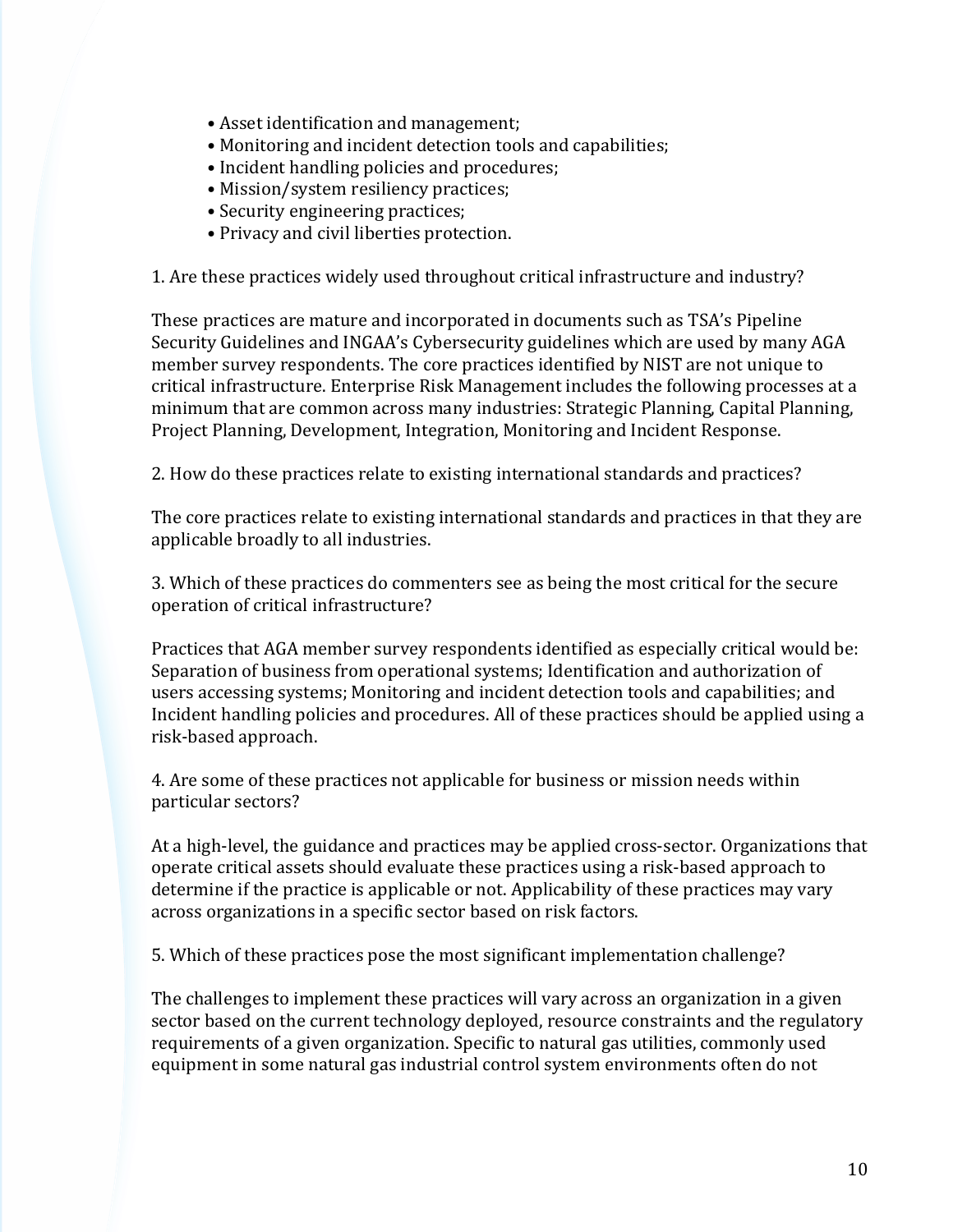- Asset identification and management;
- Monitoring and incident detection tools and capabilities;
- Incident handling policies and procedures;
- Mission/system resiliency practices;
- Security engineering practices;
- Privacy and civil liberties protection.

1. Are these practices widely used throughout critical infrastructure and industry?

These practices are mature and incorporated in documents such as TSA's Pipeline Security Guidelines and INGAA's Cybersecurity guidelines which are used by many AGA member survey respondents. The core practices identified by NIST are not unique to critical infrastructure. Enterprise Risk Management includes the following processes at a minimum that are common across many industries: Strategic Planning, Capital Planning, Project Planning, Development, Integration, Monitoring and Incident Response.

2. How do these practices relate to existing international standards and practices?

The core practices relate to existing international standards and practices in that they are applicable broadly to all industries.

3. Which of these practices do commenters see as being the most critical for the secure operation of critical infrastructure?

Practices that AGA member survey respondents identified as especially critical would be: Separation of business from operational systems; Identification and authorization of users accessing systems; Monitoring and incident detection tools and capabilities; and Incident handling policies and procedures. All of these practices should be applied using a risk-based approach.

4. Are some of these practices not applicable for business or mission needs within particular sectors?

At a high-level, the guidance and practices may be applied cross-sector. Organizations that operate critical assets should evaluate these practices using a risk-based approach to determine if the practice is applicable or not. Applicability of these practices may vary across organizations in a specific sector based on risk factors.

5. Which of these practices pose the most significant implementation challenge?

The challenges to implement these practices will vary across an organization in a given sector based on the current technology deployed, resource constraints and the regulatory requirements of a given organization. Specific to natural gas utilities, commonly used equipment in some natural gas industrial control system environments often do not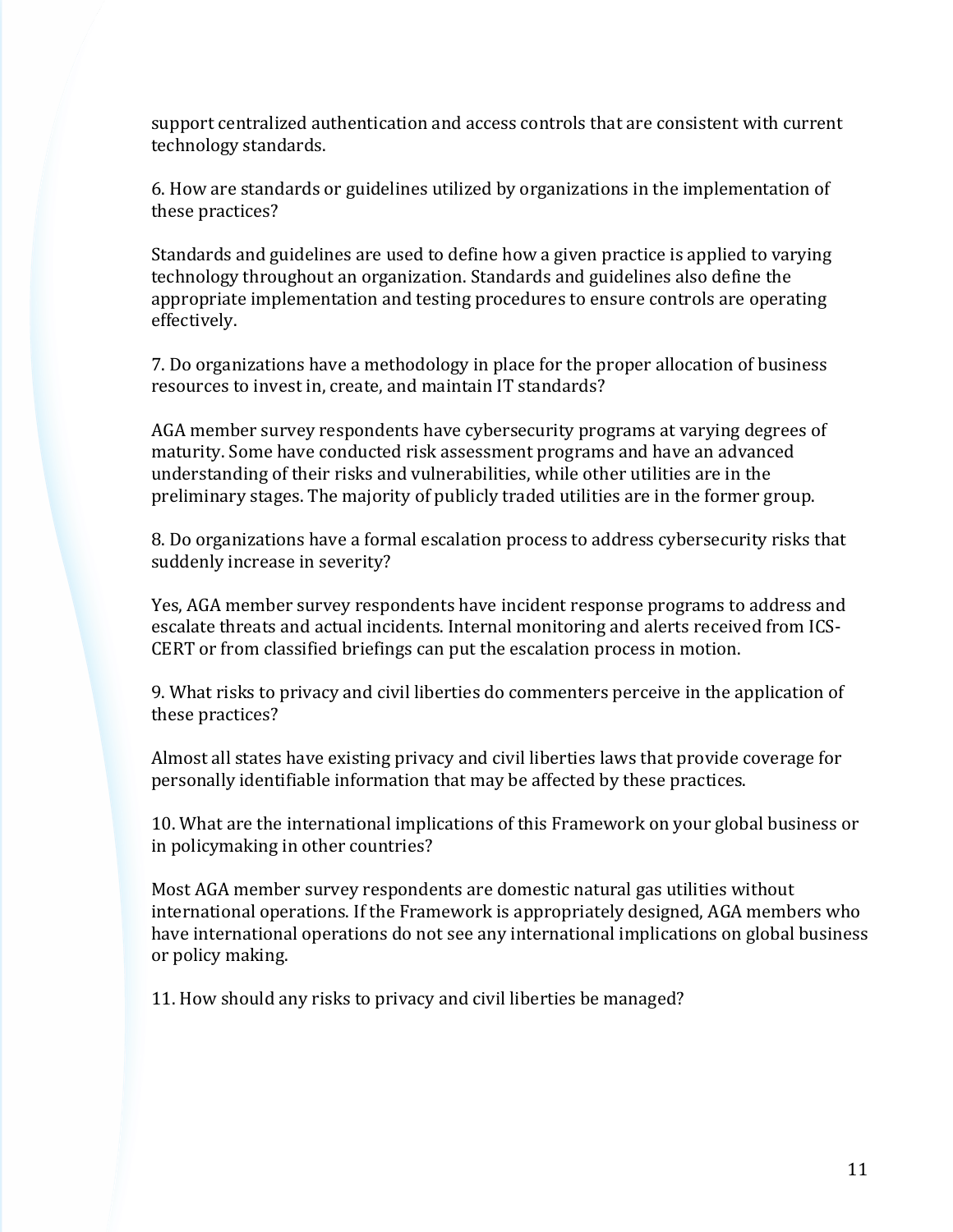support centralized authentication and access controls that are consistent with current technology standards.

6. How are standards or guidelines utilized by organizations in the implementation of these practices?

Standards and guidelines are used to define how a given practice is applied to varying technology throughout an organization. Standards and guidelines also define the appropriate implementation and testing procedures to ensure controls are operating effectively.

7. Do organizations have a methodology in place for the proper allocation of business resources to invest in, create, and maintain IT standards?

AGA member survey respondents have cybersecurity programs at varying degrees of maturity. Some have conducted risk assessment programs and have an advanced understanding of their risks and vulnerabilities, while other utilities are in the preliminary stages. The majority of publicly traded utilities are in the former group.

8. Do organizations have a formal escalation process to address cybersecurity risks that suddenly increase in severity?

Yes, AGA member survey respondents have incident response programs to address and escalate threats and actual incidents. Internal monitoring and alerts received from ICS-CERT or from classified briefings can put the escalation process in motion.

9. What risks to privacy and civil liberties do commenters perceive in the application of these practices?

Almost all states have existing privacy and civil liberties laws that provide coverage for personally identifiable information that may be affected by these practices.

10. What are the international implications of this Framework on your global business or in policymaking in other countries?

Most AGA member survey respondents are domestic natural gas utilities without international operations. If the Framework is appropriately designed, AGA members who have international operations do not see any international implications on global business or policy making.

11. How should any risks to privacy and civil liberties be managed?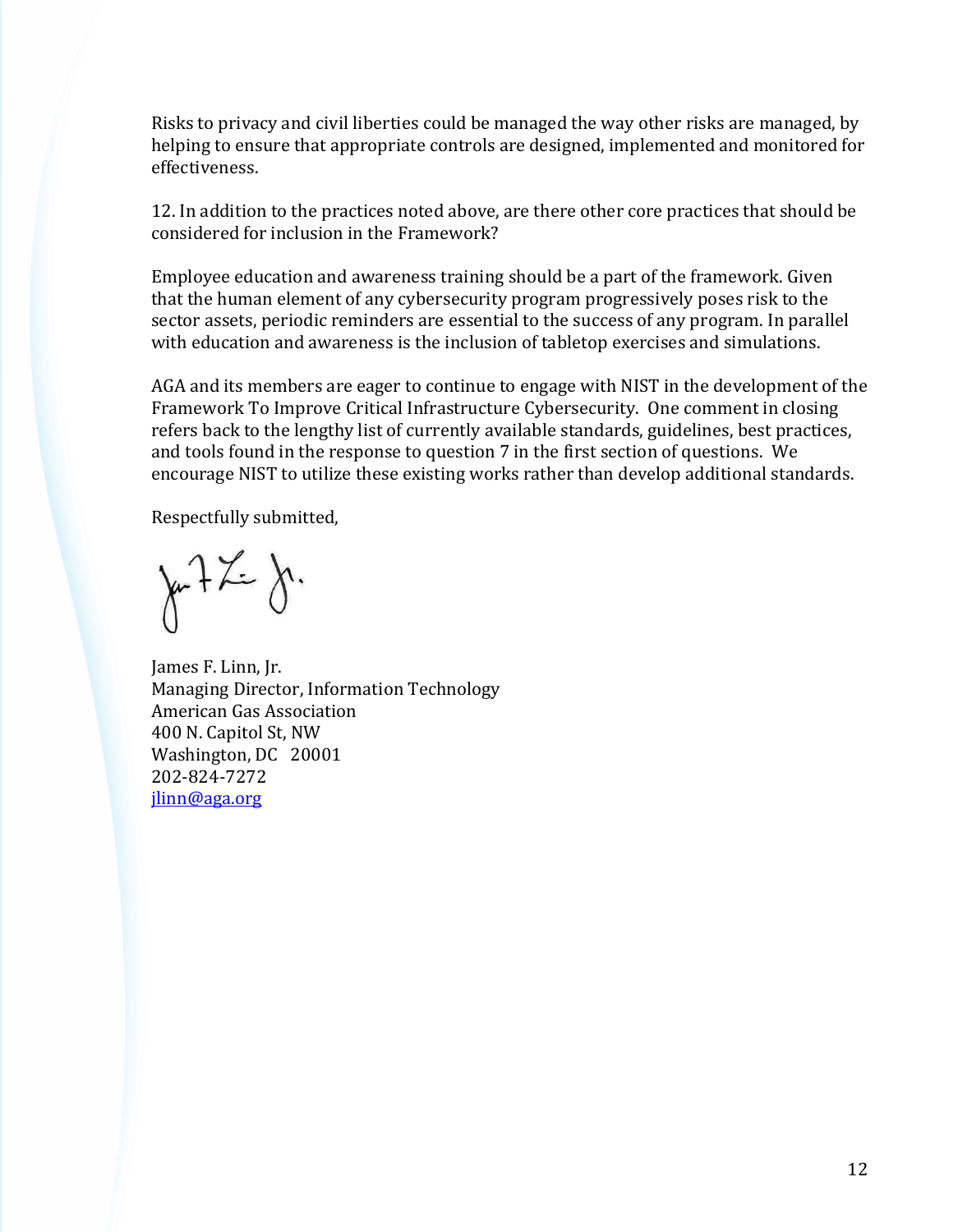Risks to privacy and civil liberties could be managed the way other risks are managed, by helping to ensure that appropriate controls are designed, implemented and monitored for effectiveness.

12. In addition to the practices noted above, are there other core practices that should be considered for inclusion in the Framework?

Employee education and awareness training should be a part of the framework. Given that the human element of any cybersecurity program progressively poses risk to the sector assets, periodic reminders are essential to the success of any program. In parallel with education and awareness is the inclusion of tabletop exercises and simulations.

AGA and its members are eager to continue to engage with NIST in the development of the Framework To Improve Critical Infrastructure Cybersecurity. One comment in closing refers back to the lengthy list of currently available standards, guidelines, best practices, and tools found in the response to question 7 in the first section of questions. We encourage NIST to utilize these existing works rather than develop additional standards.

Respectfully submitted,

James F. Linn, Jr.
Managing Director, Information Technology
American Gas Association
400 N. Capitol St, NW
Washington, DC 20001
202-824-7272
jlinn@aga.org